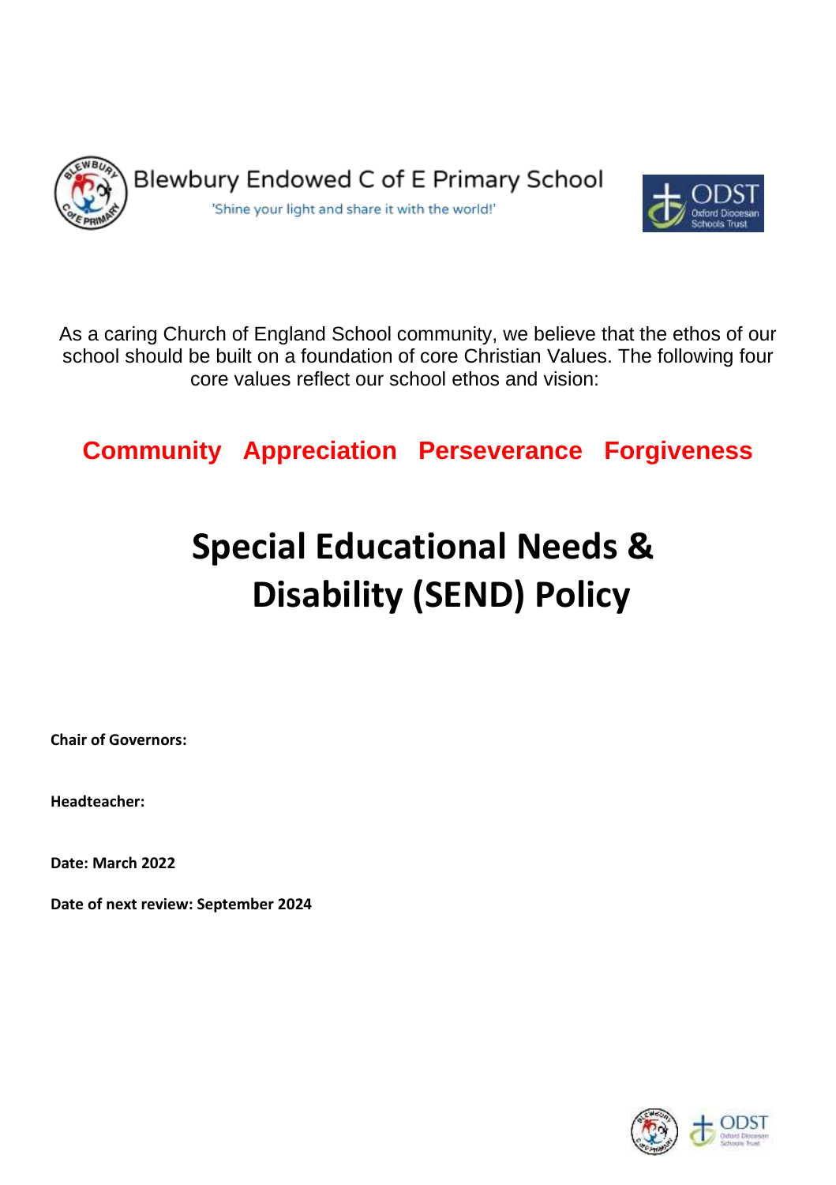Blewbury Endowed C of E Primary School

'Shine your light and share it with the world!'

As a caring Church of England School community, we believe that the ethos of our school should be built on a foundation of core Christian Values. The following four core values reflect our school ethos and vision:

**Community Appreciation Perseverance Forgiveness**

# Special Educational Needs & Disability (SEND) Policy

**Chair of Governors:**

**Headteacher:**

**Date: March 2022**

**Date of next review: September 2024**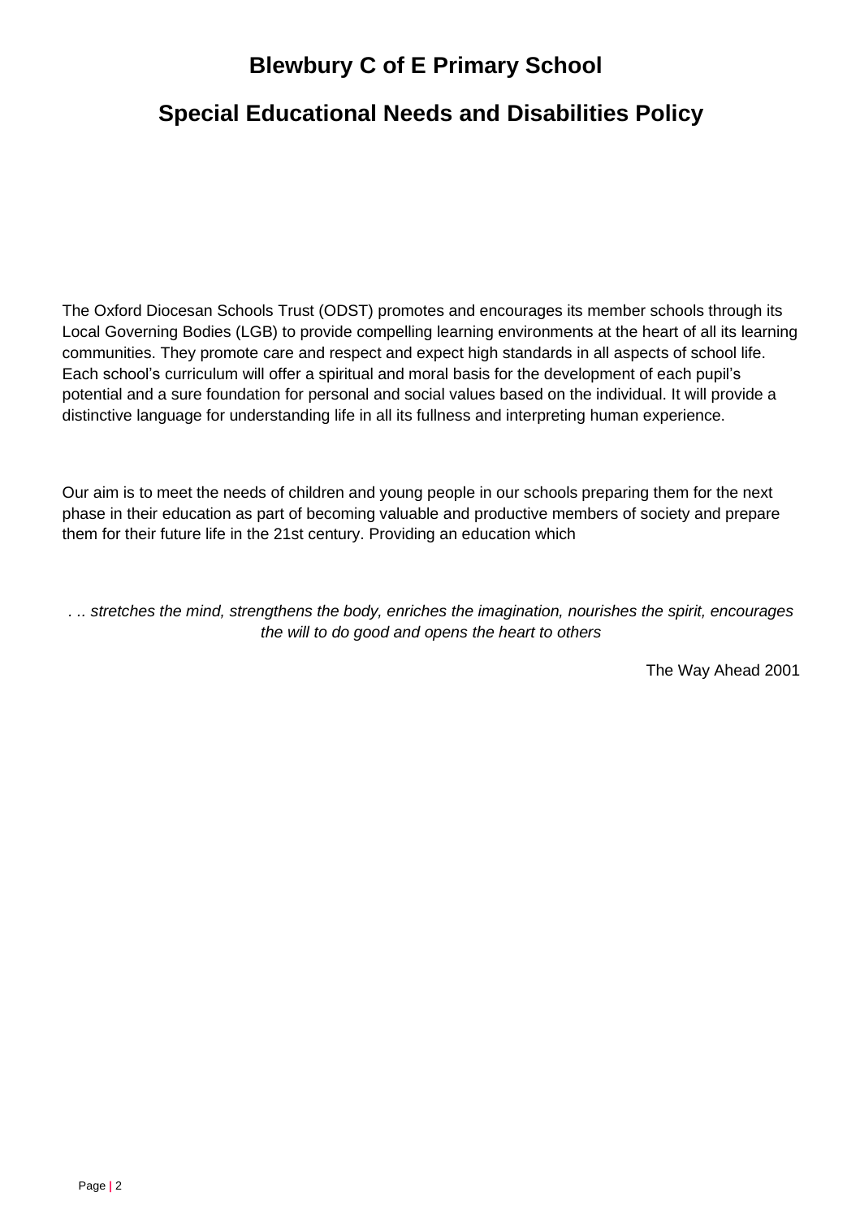# Blewbury C of E Primary School

## Special Educational Needs and Disabilities Policy

The Oxford Diocesan Schools Trust (ODST) promotes and encourages its member schools through its Local Governing Bodies (LGB) to provide compelling learning environments at the heart of all its learning communities. They promote care and respect and expect high standards in all aspects of school life. Each school's curriculum will offer a spiritual and moral basis for the development of each pupil's potential and a sure foundation for personal and social values based on the individual. It will provide a distinctive language for understanding life in all its fullness and interpreting human experience.

Our aim is to meet the needs of children and young people in our schools preparing them for the next phase in their education as part of becoming valuable and productive members of society and prepare them for their future life in the 21st century. Providing an education which

*. .. stretches the mind, strengthens the body, enriches the imagination, nourishes the spirit, encourages the will to do good and opens the heart to others*

The Way Ahead 2001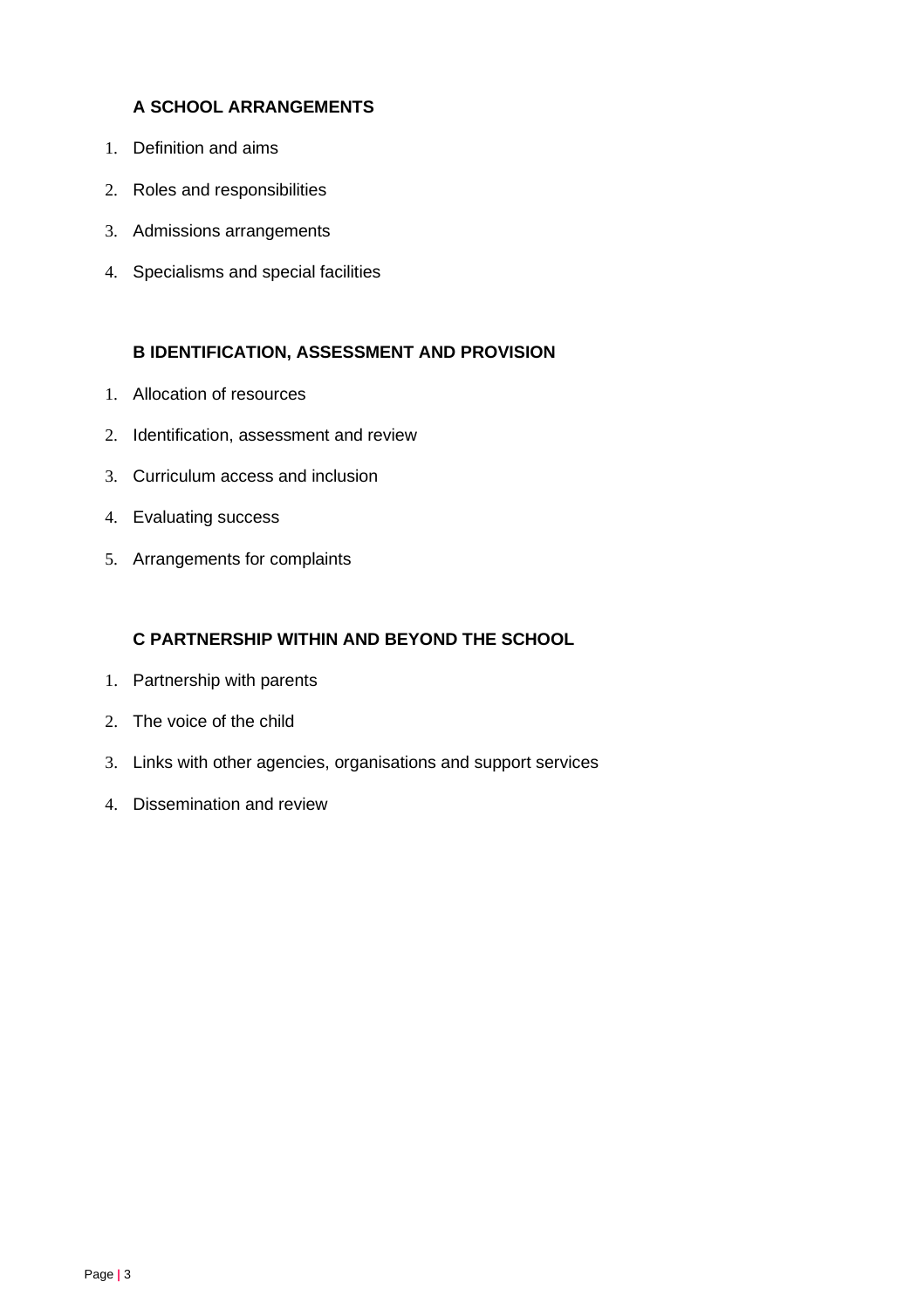### A SCHOOL ARRANGEMENTS

1. Definition and aims
2. Roles and responsibilities
3. Admissions arrangements
4. Specialisms and special facilities

### B IDENTIFICATION, ASSESSMENT AND PROVISION

1. Allocation of resources
2. Identification, assessment and review
3. Curriculum access and inclusion
4. Evaluating success
5. Arrangements for complaints

### C PARTNERSHIP WITHIN AND BEYOND THE SCHOOL

1. Partnership with parents
2. The voice of the child
3. Links with other agencies, organisations and support services
4. Dissemination and review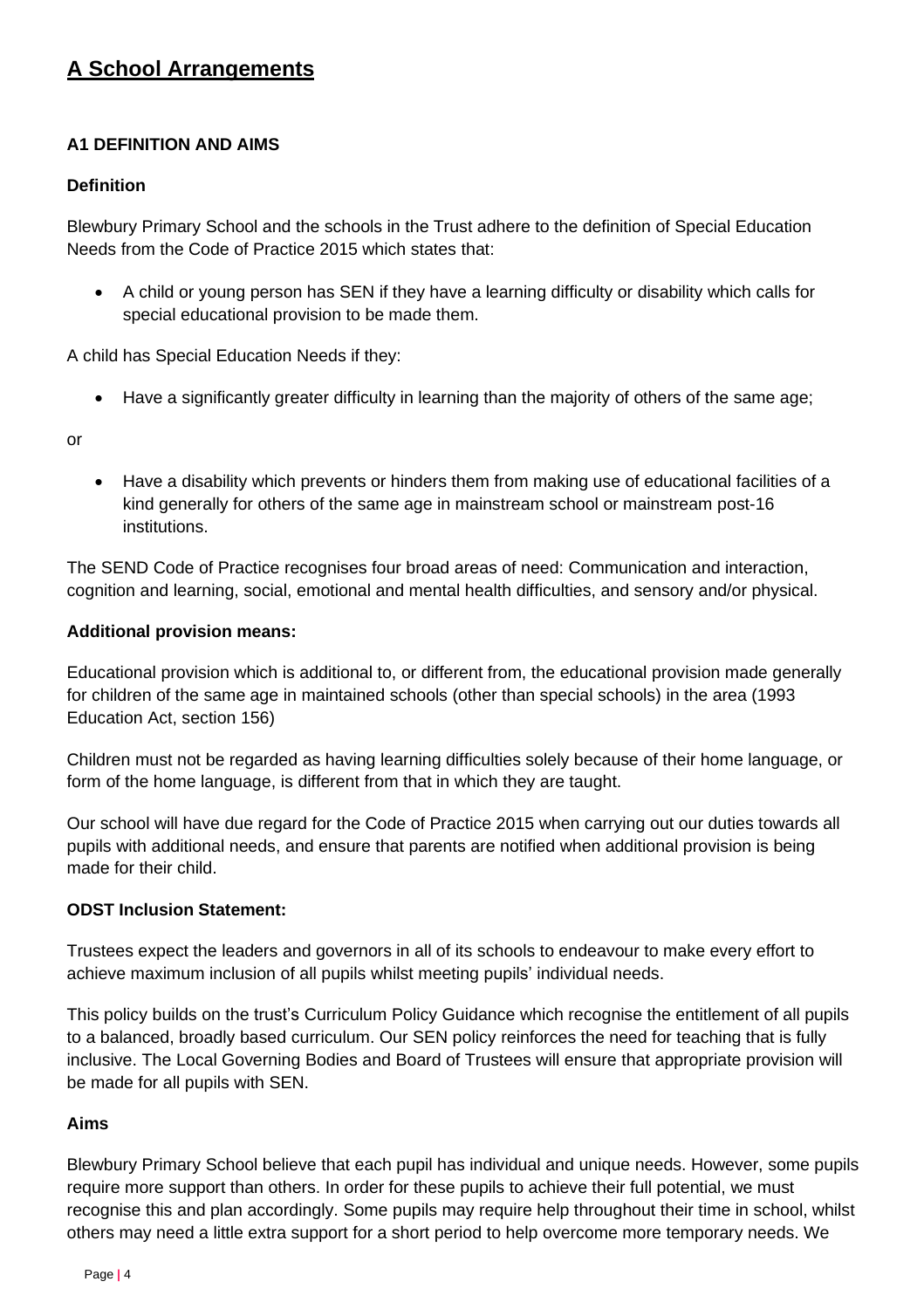# A School Arrangements

### A1 DEFINITION AND AIMS

**Definition**

Blewbury Primary School and the schools in the Trust adhere to the definition of Special Education Needs from the Code of Practice 2015 which states that:

- A child or young person has SEN if they have a learning difficulty or disability which calls for special educational provision to be made them.

A child has Special Education Needs if they:

- Have a significantly greater difficulty in learning than the majority of others of the same age;

or

- Have a disability which prevents or hinders them from making use of educational facilities of a kind generally for others of the same age in mainstream school or mainstream post-16 institutions.

The SEND Code of Practice recognises four broad areas of need: Communication and interaction, cognition and learning, social, emotional and mental health difficulties, and sensory and/or physical.

**Additional provision means:**

Educational provision which is additional to, or different from, the educational provision made generally for children of the same age in maintained schools (other than special schools) in the area (1993 Education Act, section 156)

Children must not be regarded as having learning difficulties solely because of their home language, or form of the home language, is different from that in which they are taught.

Our school will have due regard for the Code of Practice 2015 when carrying out our duties towards all pupils with additional needs, and ensure that parents are notified when additional provision is being made for their child.

**ODST Inclusion Statement:**

Trustees expect the leaders and governors in all of its schools to endeavour to make every effort to achieve maximum inclusion of all pupils whilst meeting pupils' individual needs.

This policy builds on the trust's Curriculum Policy Guidance which recognise the entitlement of all pupils to a balanced, broadly based curriculum. Our SEN policy reinforces the need for teaching that is fully inclusive. The Local Governing Bodies and Board of Trustees will ensure that appropriate provision will be made for all pupils with SEN.

**Aims**

Blewbury Primary School believe that each pupil has individual and unique needs. However, some pupils require more support than others. In order for these pupils to achieve their full potential, we must recognise this and plan accordingly. Some pupils may require help throughout their time in school, whilst others may need a little extra support for a short period to help overcome more temporary needs. We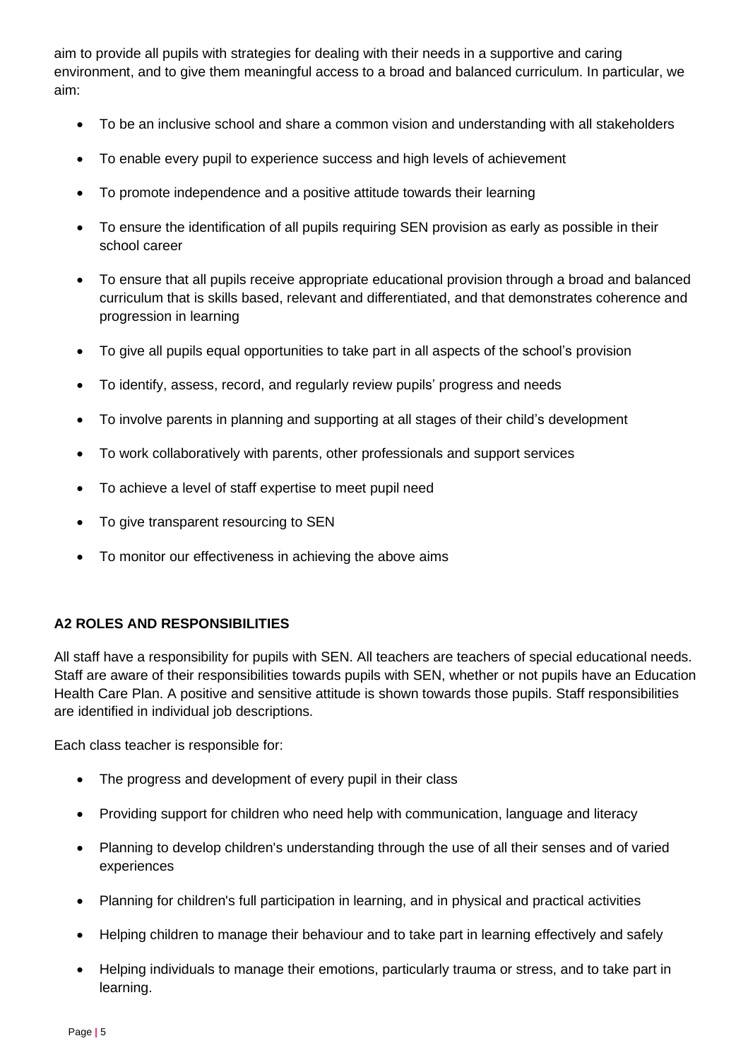aim to provide all pupils with strategies for dealing with their needs in a supportive and caring environment, and to give them meaningful access to a broad and balanced curriculum. In particular, we aim:

- To be an inclusive school and share a common vision and understanding with all stakeholders
- To enable every pupil to experience success and high levels of achievement
- To promote independence and a positive attitude towards their learning
- To ensure the identification of all pupils requiring SEN provision as early as possible in their school career
- To ensure that all pupils receive appropriate educational provision through a broad and balanced curriculum that is skills based, relevant and differentiated, and that demonstrates coherence and progression in learning
- To give all pupils equal opportunities to take part in all aspects of the school's provision
- To identify, assess, record, and regularly review pupils' progress and needs
- To involve parents in planning and supporting at all stages of their child's development
- To work collaboratively with parents, other professionals and support services
- To achieve a level of staff expertise to meet pupil need
- To give transparent resourcing to SEN
- To monitor our effectiveness in achieving the above aims

**A2 ROLES AND RESPONSIBILITIES**

All staff have a responsibility for pupils with SEN. All teachers are teachers of special educational needs. Staff are aware of their responsibilities towards pupils with SEN, whether or not pupils have an Education Health Care Plan. A positive and sensitive attitude is shown towards those pupils. Staff responsibilities are identified in individual job descriptions.

Each class teacher is responsible for:

- The progress and development of every pupil in their class
- Providing support for children who need help with communication, language and literacy
- Planning to develop children's understanding through the use of all their senses and of varied experiences
- Planning for children's full participation in learning, and in physical and practical activities
- Helping children to manage their behaviour and to take part in learning effectively and safely
- Helping individuals to manage their emotions, particularly trauma or stress, and to take part in learning.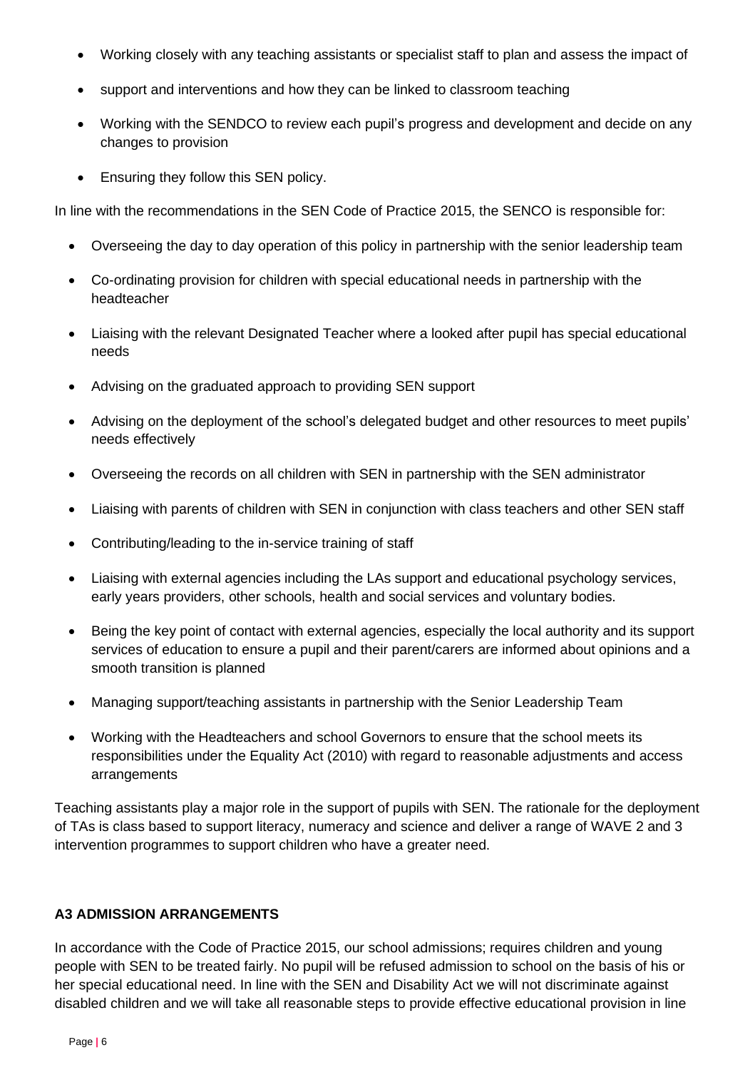- Working closely with any teaching assistants or specialist staff to plan and assess the impact of
- support and interventions and how they can be linked to classroom teaching
- Working with the SENDCO to review each pupil's progress and development and decide on any changes to provision
- Ensuring they follow this SEN policy.

In line with the recommendations in the SEN Code of Practice 2015, the SENCO is responsible for:

- Overseeing the day to day operation of this policy in partnership with the senior leadership team
- Co-ordinating provision for children with special educational needs in partnership with the headteacher
- Liaising with the relevant Designated Teacher where a looked after pupil has special educational needs
- Advising on the graduated approach to providing SEN support
- Advising on the deployment of the school's delegated budget and other resources to meet pupils' needs effectively
- Overseeing the records on all children with SEN in partnership with the SEN administrator
- Liaising with parents of children with SEN in conjunction with class teachers and other SEN staff
- Contributing/leading to the in-service training of staff
- Liaising with external agencies including the LAs support and educational psychology services, early years providers, other schools, health and social services and voluntary bodies.
- Being the key point of contact with external agencies, especially the local authority and its support services of education to ensure a pupil and their parent/carers are informed about opinions and a smooth transition is planned
- Managing support/teaching assistants in partnership with the Senior Leadership Team
- Working with the Headteachers and school Governors to ensure that the school meets its responsibilities under the Equality Act (2010) with regard to reasonable adjustments and access arrangements

Teaching assistants play a major role in the support of pupils with SEN. The rationale for the deployment of TAs is class based to support literacy, numeracy and science and deliver a range of WAVE 2 and 3 intervention programmes to support children who have a greater need.

**A3 ADMISSION ARRANGEMENTS**

In accordance with the Code of Practice 2015, our school admissions; requires children and young people with SEN to be treated fairly. No pupil will be refused admission to school on the basis of his or her special educational need. In line with the SEN and Disability Act we will not discriminate against disabled children and we will take all reasonable steps to provide effective educational provision in line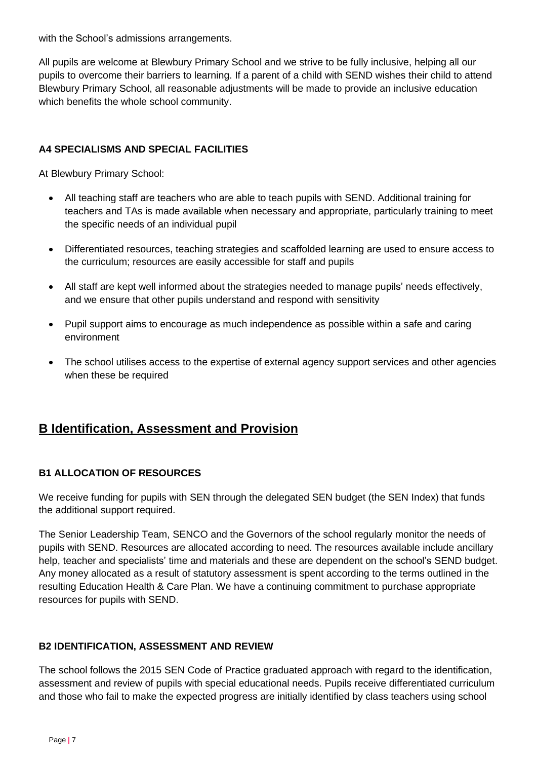with the School's admissions arrangements.

All pupils are welcome at Blewbury Primary School and we strive to be fully inclusive, helping all our pupils to overcome their barriers to learning. If a parent of a child with SEND wishes their child to attend Blewbury Primary School, all reasonable adjustments will be made to provide an inclusive education which benefits the whole school community.

### A4 SPECIALISMS AND SPECIAL FACILITIES

At Blewbury Primary School:

- All teaching staff are teachers who are able to teach pupils with SEND. Additional training for teachers and TAs is made available when necessary and appropriate, particularly training to meet the specific needs of an individual pupil
- Differentiated resources, teaching strategies and scaffolded learning are used to ensure access to the curriculum; resources are easily accessible for staff and pupils
- All staff are kept well informed about the strategies needed to manage pupils' needs effectively, and we ensure that other pupils understand and respond with sensitivity
- Pupil support aims to encourage as much independence as possible within a safe and caring environment
- The school utilises access to the expertise of external agency support services and other agencies when these be required

## B Identification, Assessment and Provision

### B1 ALLOCATION OF RESOURCES

We receive funding for pupils with SEN through the delegated SEN budget (the SEN Index) that funds the additional support required.

The Senior Leadership Team, SENCO and the Governors of the school regularly monitor the needs of pupils with SEND. Resources are allocated according to need. The resources available include ancillary help, teacher and specialists' time and materials and these are dependent on the school's SEND budget. Any money allocated as a result of statutory assessment is spent according to the terms outlined in the resulting Education Health & Care Plan. We have a continuing commitment to purchase appropriate resources for pupils with SEND.

### B2 IDENTIFICATION, ASSESSMENT AND REVIEW

The school follows the 2015 SEN Code of Practice graduated approach with regard to the identification, assessment and review of pupils with special educational needs. Pupils receive differentiated curriculum and those who fail to make the expected progress are initially identified by class teachers using school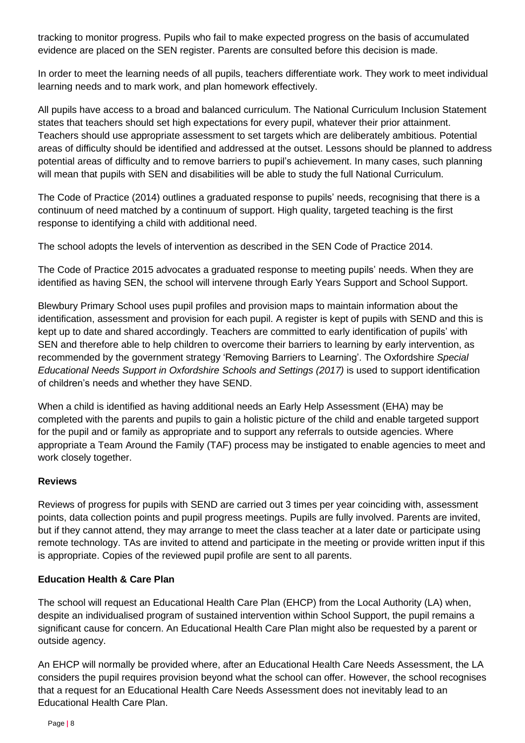tracking to monitor progress. Pupils who fail to make expected progress on the basis of accumulated evidence are placed on the SEN register. Parents are consulted before this decision is made.

In order to meet the learning needs of all pupils, teachers differentiate work. They work to meet individual learning needs and to mark work, and plan homework effectively.

All pupils have access to a broad and balanced curriculum. The National Curriculum Inclusion Statement states that teachers should set high expectations for every pupil, whatever their prior attainment. Teachers should use appropriate assessment to set targets which are deliberately ambitious. Potential areas of difficulty should be identified and addressed at the outset. Lessons should be planned to address potential areas of difficulty and to remove barriers to pupil's achievement. In many cases, such planning will mean that pupils with SEN and disabilities will be able to study the full National Curriculum.

The Code of Practice (2014) outlines a graduated response to pupils' needs, recognising that there is a continuum of need matched by a continuum of support. High quality, targeted teaching is the first response to identifying a child with additional need.

The school adopts the levels of intervention as described in the SEN Code of Practice 2014.

The Code of Practice 2015 advocates a graduated response to meeting pupils' needs. When they are identified as having SEN, the school will intervene through Early Years Support and School Support.

Blewbury Primary School uses pupil profiles and provision maps to maintain information about the identification, assessment and provision for each pupil. A register is kept of pupils with SEND and this is kept up to date and shared accordingly. Teachers are committed to early identification of pupils' with SEN and therefore able to help children to overcome their barriers to learning by early intervention, as recommended by the government strategy 'Removing Barriers to Learning'. The Oxfordshire *Special Educational Needs Support in Oxfordshire Schools and Settings (2017)* is used to support identification of children's needs and whether they have SEND.

When a child is identified as having additional needs an Early Help Assessment (EHA) may be completed with the parents and pupils to gain a holistic picture of the child and enable targeted support for the pupil and or family as appropriate and to support any referrals to outside agencies. Where appropriate a Team Around the Family (TAF) process may be instigated to enable agencies to meet and work closely together.

**Reviews**

Reviews of progress for pupils with SEND are carried out 3 times per year coinciding with, assessment points, data collection points and pupil progress meetings. Pupils are fully involved. Parents are invited, but if they cannot attend, they may arrange to meet the class teacher at a later date or participate using remote technology. TAs are invited to attend and participate in the meeting or provide written input if this is appropriate. Copies of the reviewed pupil profile are sent to all parents.

**Education Health & Care Plan**

The school will request an Educational Health Care Plan (EHCP) from the Local Authority (LA) when, despite an individualised program of sustained intervention within School Support, the pupil remains a significant cause for concern. An Educational Health Care Plan might also be requested by a parent or outside agency.

An EHCP will normally be provided where, after an Educational Health Care Needs Assessment, the LA considers the pupil requires provision beyond what the school can offer. However, the school recognises that a request for an Educational Health Care Needs Assessment does not inevitably lead to an Educational Health Care Plan.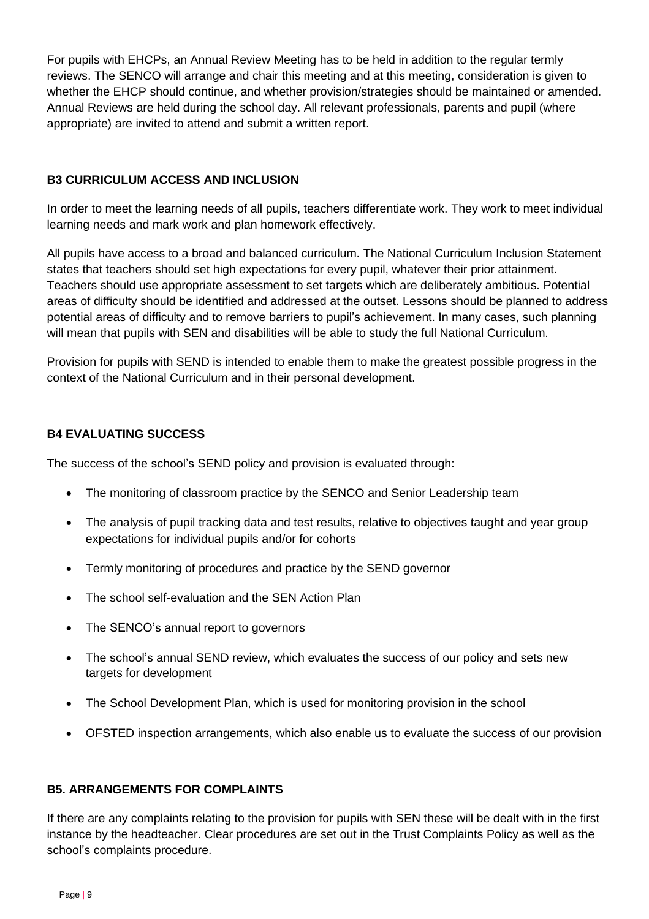For pupils with EHCPs, an Annual Review Meeting has to be held in addition to the regular termly reviews. The SENCO will arrange and chair this meeting and at this meeting, consideration is given to whether the EHCP should continue, and whether provision/strategies should be maintained or amended. Annual Reviews are held during the school day. All relevant professionals, parents and pupil (where appropriate) are invited to attend and submit a written report.

## B3 CURRICULUM ACCESS AND INCLUSION

In order to meet the learning needs of all pupils, teachers differentiate work. They work to meet individual learning needs and mark work and plan homework effectively.

All pupils have access to a broad and balanced curriculum. The National Curriculum Inclusion Statement states that teachers should set high expectations for every pupil, whatever their prior attainment. Teachers should use appropriate assessment to set targets which are deliberately ambitious. Potential areas of difficulty should be identified and addressed at the outset. Lessons should be planned to address potential areas of difficulty and to remove barriers to pupil's achievement. In many cases, such planning will mean that pupils with SEN and disabilities will be able to study the full National Curriculum.

Provision for pupils with SEND is intended to enable them to make the greatest possible progress in the context of the National Curriculum and in their personal development.

## B4 EVALUATING SUCCESS

The success of the school's SEND policy and provision is evaluated through:

- The monitoring of classroom practice by the SENCO and Senior Leadership team
- The analysis of pupil tracking data and test results, relative to objectives taught and year group expectations for individual pupils and/or for cohorts
- Termly monitoring of procedures and practice by the SEND governor
- The school self-evaluation and the SEN Action Plan
- The SENCO's annual report to governors
- The school's annual SEND review, which evaluates the success of our policy and sets new targets for development
- The School Development Plan, which is used for monitoring provision in the school
- OFSTED inspection arrangements, which also enable us to evaluate the success of our provision

## B5. ARRANGEMENTS FOR COMPLAINTS

If there are any complaints relating to the provision for pupils with SEN these will be dealt with in the first instance by the headteacher. Clear procedures are set out in the Trust Complaints Policy as well as the school's complaints procedure.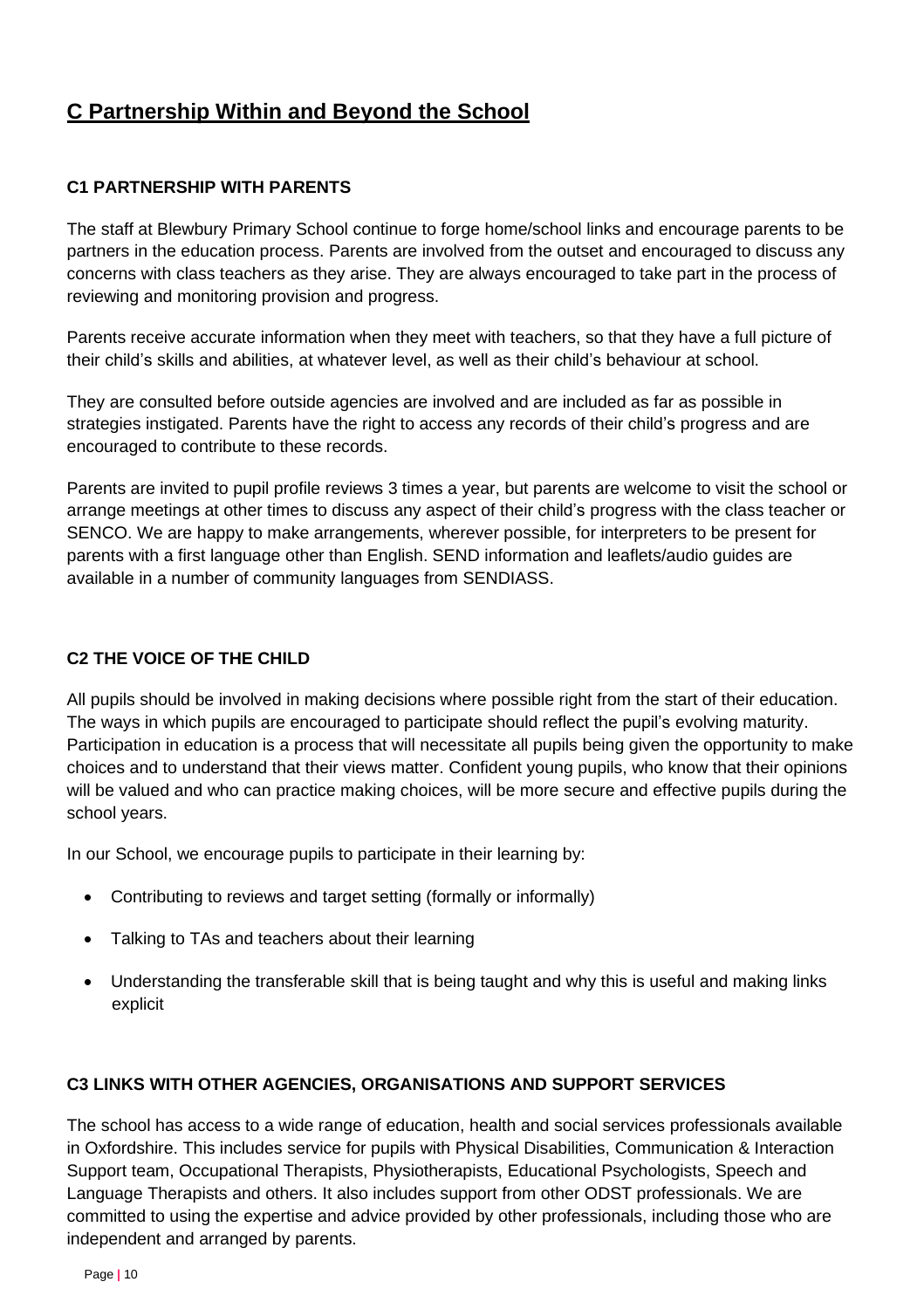## C Partnership Within and Beyond the School

### C1 PARTNERSHIP WITH PARENTS

The staff at Blewbury Primary School continue to forge home/school links and encourage parents to be partners in the education process. Parents are involved from the outset and encouraged to discuss any concerns with class teachers as they arise. They are always encouraged to take part in the process of reviewing and monitoring provision and progress.

Parents receive accurate information when they meet with teachers, so that they have a full picture of their child's skills and abilities, at whatever level, as well as their child's behaviour at school.

They are consulted before outside agencies are involved and are included as far as possible in strategies instigated. Parents have the right to access any records of their child's progress and are encouraged to contribute to these records.

Parents are invited to pupil profile reviews 3 times a year, but parents are welcome to visit the school or arrange meetings at other times to discuss any aspect of their child's progress with the class teacher or SENCO. We are happy to make arrangements, wherever possible, for interpreters to be present for parents with a first language other than English. SEND information and leaflets/audio guides are available in a number of community languages from SENDIASS.

### C2 THE VOICE OF THE CHILD

All pupils should be involved in making decisions where possible right from the start of their education. The ways in which pupils are encouraged to participate should reflect the pupil's evolving maturity. Participation in education is a process that will necessitate all pupils being given the opportunity to make choices and to understand that their views matter. Confident young pupils, who know that their opinions will be valued and who can practice making choices, will be more secure and effective pupils during the school years.

In our School, we encourage pupils to participate in their learning by:

- Contributing to reviews and target setting (formally or informally)
- Talking to TAs and teachers about their learning
- Understanding the transferable skill that is being taught and why this is useful and making links explicit

### C3 LINKS WITH OTHER AGENCIES, ORGANISATIONS AND SUPPORT SERVICES

The school has access to a wide range of education, health and social services professionals available in Oxfordshire. This includes service for pupils with Physical Disabilities, Communication & Interaction Support team, Occupational Therapists, Physiotherapists, Educational Psychologists, Speech and Language Therapists and others. It also includes support from other ODST professionals. We are committed to using the expertise and advice provided by other professionals, including those who are independent and arranged by parents.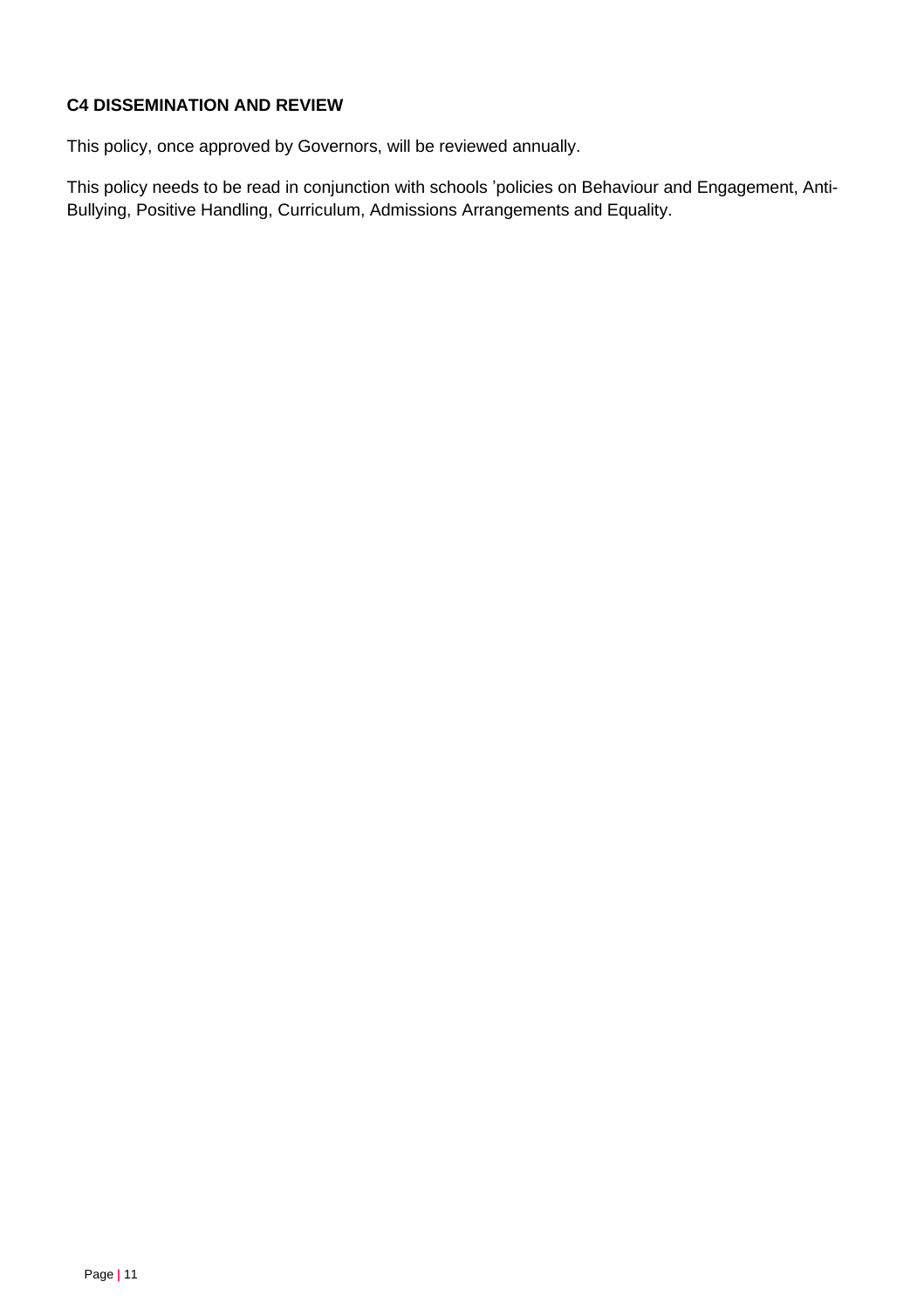**C4 DISSEMINATION AND REVIEW**

This policy, once approved by Governors, will be reviewed annually.

This policy needs to be read in conjunction with schools 'policies on Behaviour and Engagement, Anti-Bullying, Positive Handling, Curriculum, Admissions Arrangements and Equality.